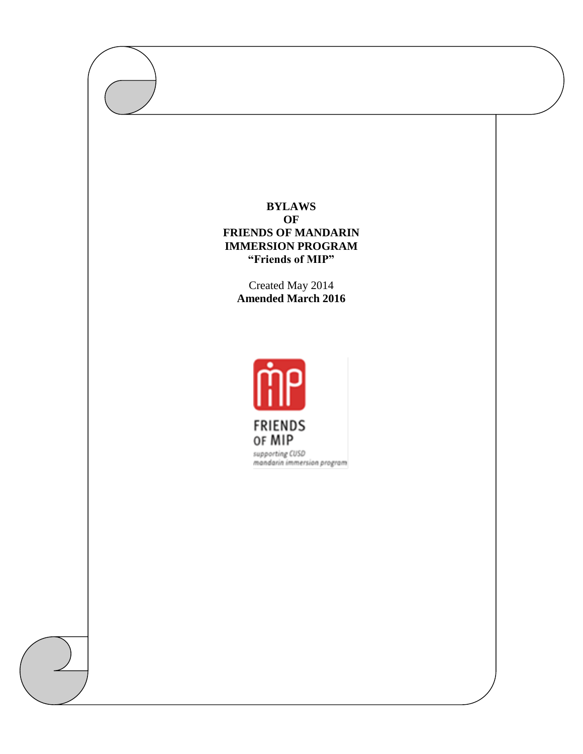# BYLAWS
# OF
# FRIENDS OF MANDARIN IMMERSION PROGRAM
## "Friends of MIP"

Created May 2014

**Amended March 2016**

FRIENDS OF MIP

supporting CUSD mandarin immersion program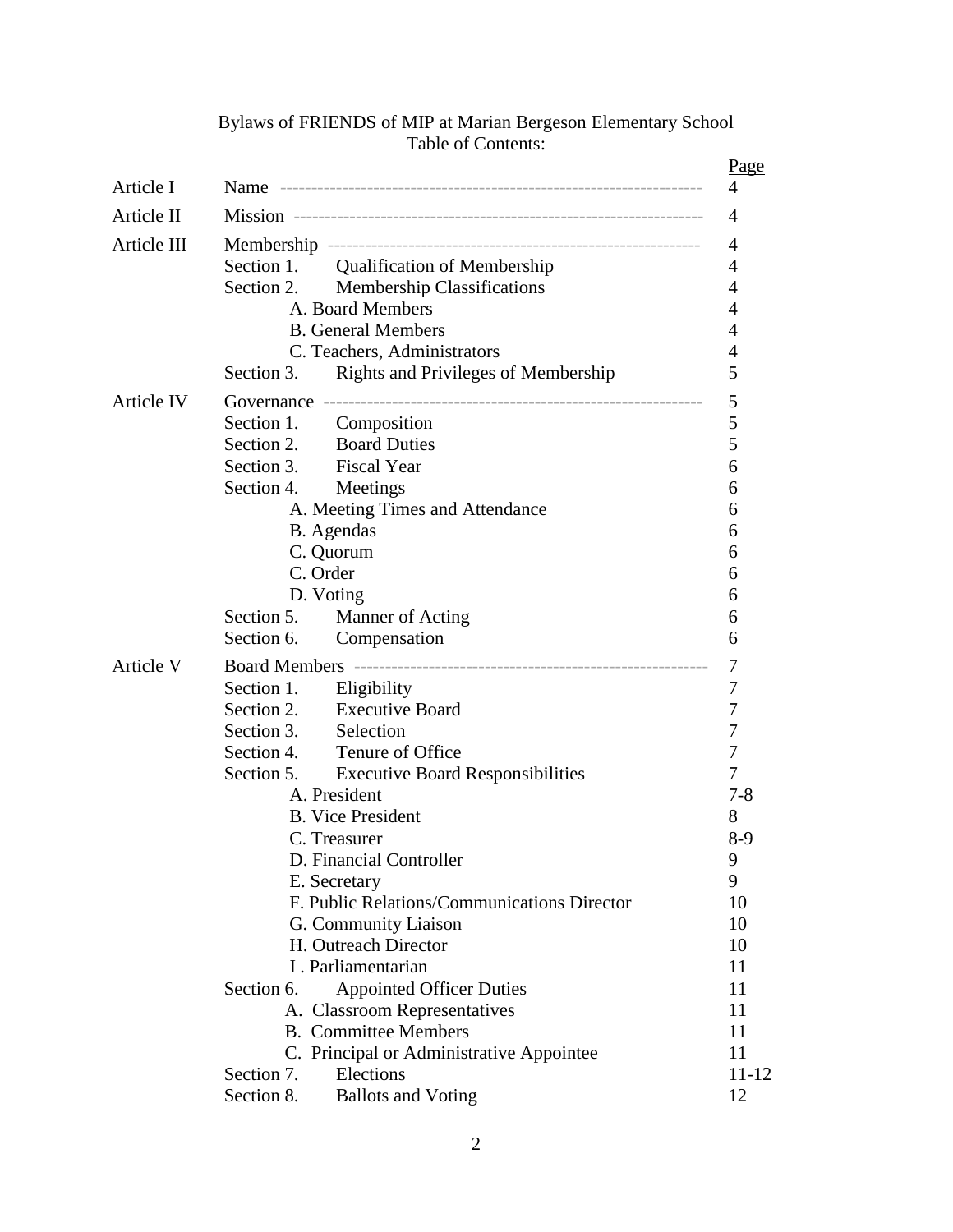Bylaws of FRIENDS of MIP at Marian Bergeson Elementary School
Table of Contents:

| | | Page |
|---|---|---|
| Article I | Name | 4 |
| Article II | Mission | 4 |
| Article III | Membership | 4 |
| | Section 1. Qualification of Membership | 4 |
| | Section 2. Membership Classifications | 4 |
| | A. Board Members | 4 |
| | B. General Members | 4 |
| | C. Teachers, Administrators | 4 |
| | Section 3. Rights and Privileges of Membership | 5 |
| Article IV | Governance | 5 |
| | Section 1. Composition | 5 |
| | Section 2. Board Duties | 5 |
| | Section 3. Fiscal Year | 6 |
| | Section 4. Meetings | 6 |
| | A. Meeting Times and Attendance | 6 |
| | B. Agendas | 6 |
| | C. Quorum | 6 |
| | C. Order | 6 |
| | D. Voting | 6 |
| | Section 5. Manner of Acting | 6 |
| | Section 6. Compensation | 6 |
| Article V | Board Members | 7 |
| | Section 1. Eligibility | 7 |
| | Section 2. Executive Board | 7 |
| | Section 3. Selection | 7 |
| | Section 4. Tenure of Office | 7 |
| | Section 5. Executive Board Responsibilities | 7 |
| | A. President | 7-8 |
| | B. Vice President | 8 |
| | C. Treasurer | 8-9 |
| | D. Financial Controller | 9 |
| | E. Secretary | 9 |
| | F. Public Relations/Communications Director | 10 |
| | G. Community Liaison | 10 |
| | H. Outreach Director | 10 |
| | I . Parliamentarian | 11 |
| | Section 6. Appointed Officer Duties | 11 |
| | A. Classroom Representatives | 11 |
| | B. Committee Members | 11 |
| | C. Principal or Administrative Appointee | 11 |
| | Section 7. Elections | 11-12 |
| | Section 8. Ballots and Voting | 12 |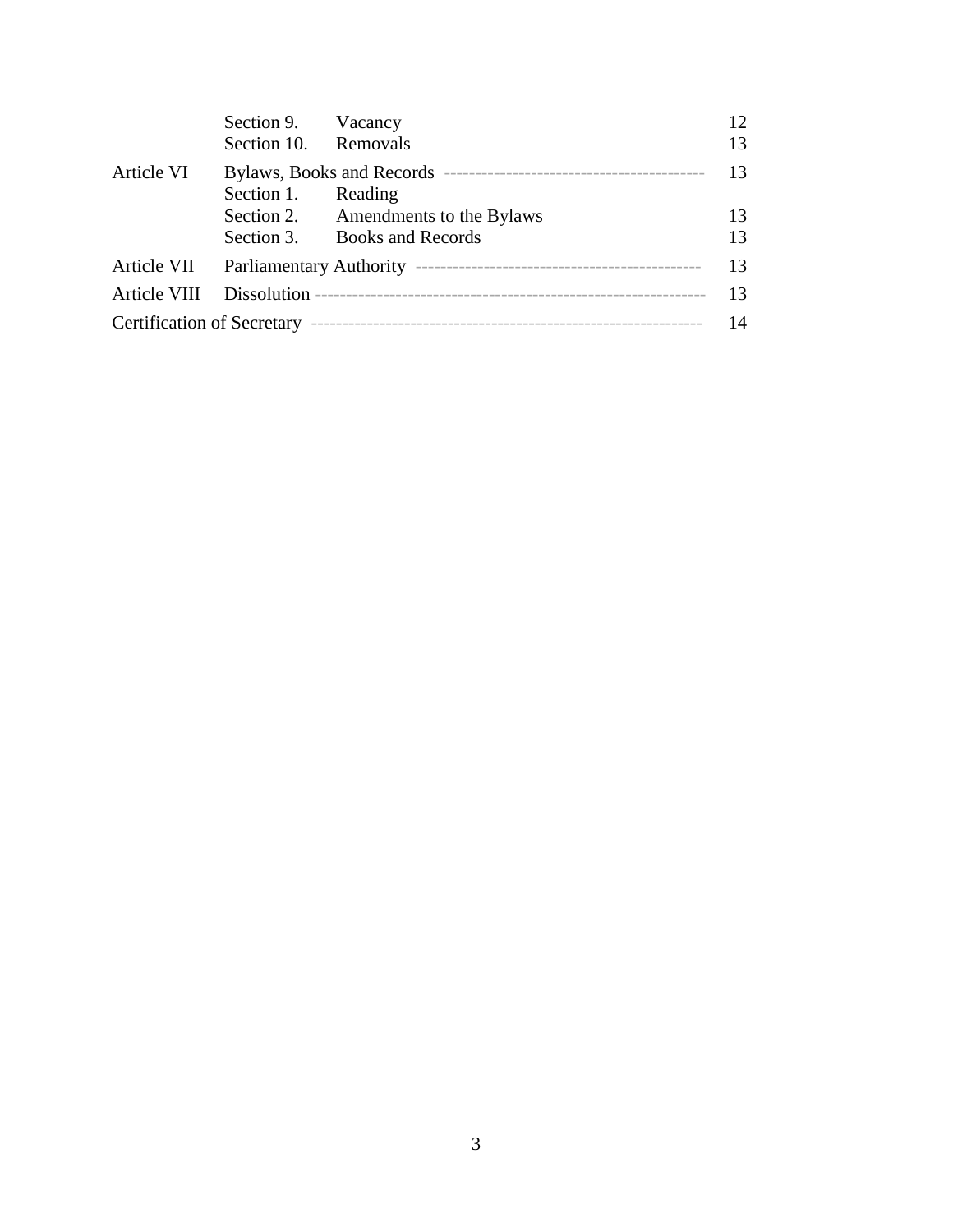| | | | |
|---|---|---|---|
| | Section 9. | Vacancy | 12 |
| | Section 10. | Removals | 13 |
| Article VI | Bylaws, Books and Records | | 13 |
| | Section 1. | Reading | |
| | Section 2. | Amendments to the Bylaws | 13 |
| | Section 3. | Books and Records | 13 |
| Article VII | Parliamentary Authority | | 13 |
| Article VIII | Dissolution | | 13 |
| Certification of Secretary | | | 14 |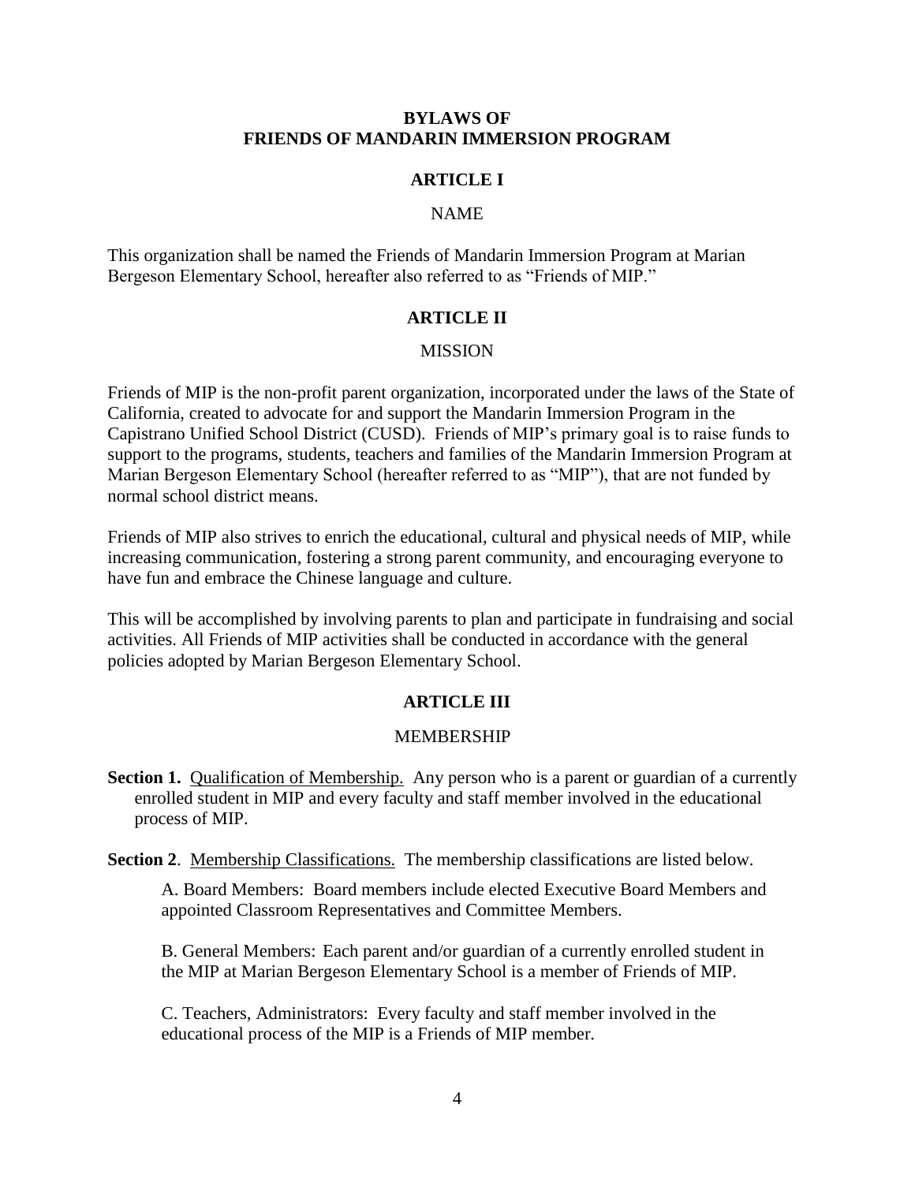# BYLAWS OF FRIENDS OF MANDARIN IMMERSION PROGRAM

## ARTICLE I

### NAME

This organization shall be named the Friends of Mandarin Immersion Program at Marian Bergeson Elementary School, hereafter also referred to as "Friends of MIP."

## ARTICLE II

### MISSION

Friends of MIP is the non-profit parent organization, incorporated under the laws of the State of California, created to advocate for and support the Mandarin Immersion Program in the Capistrano Unified School District (CUSD). Friends of MIP's primary goal is to raise funds to support to the programs, students, teachers and families of the Mandarin Immersion Program at Marian Bergeson Elementary School (hereafter referred to as "MIP"), that are not funded by normal school district means.

Friends of MIP also strives to enrich the educational, cultural and physical needs of MIP, while increasing communication, fostering a strong parent community, and encouraging everyone to have fun and embrace the Chinese language and culture.

This will be accomplished by involving parents to plan and participate in fundraising and social activities. All Friends of MIP activities shall be conducted in accordance with the general policies adopted by Marian Bergeson Elementary School.

## ARTICLE III

### MEMBERSHIP

**Section 1.** Qualification of Membership. Any person who is a parent or guardian of a currently enrolled student in MIP and every faculty and staff member involved in the educational process of MIP.

**Section 2**. Membership Classifications. The membership classifications are listed below.

A. Board Members: Board members include elected Executive Board Members and appointed Classroom Representatives and Committee Members.

B. General Members: Each parent and/or guardian of a currently enrolled student in the MIP at Marian Bergeson Elementary School is a member of Friends of MIP.

C. Teachers, Administrators: Every faculty and staff member involved in the educational process of the MIP is a Friends of MIP member.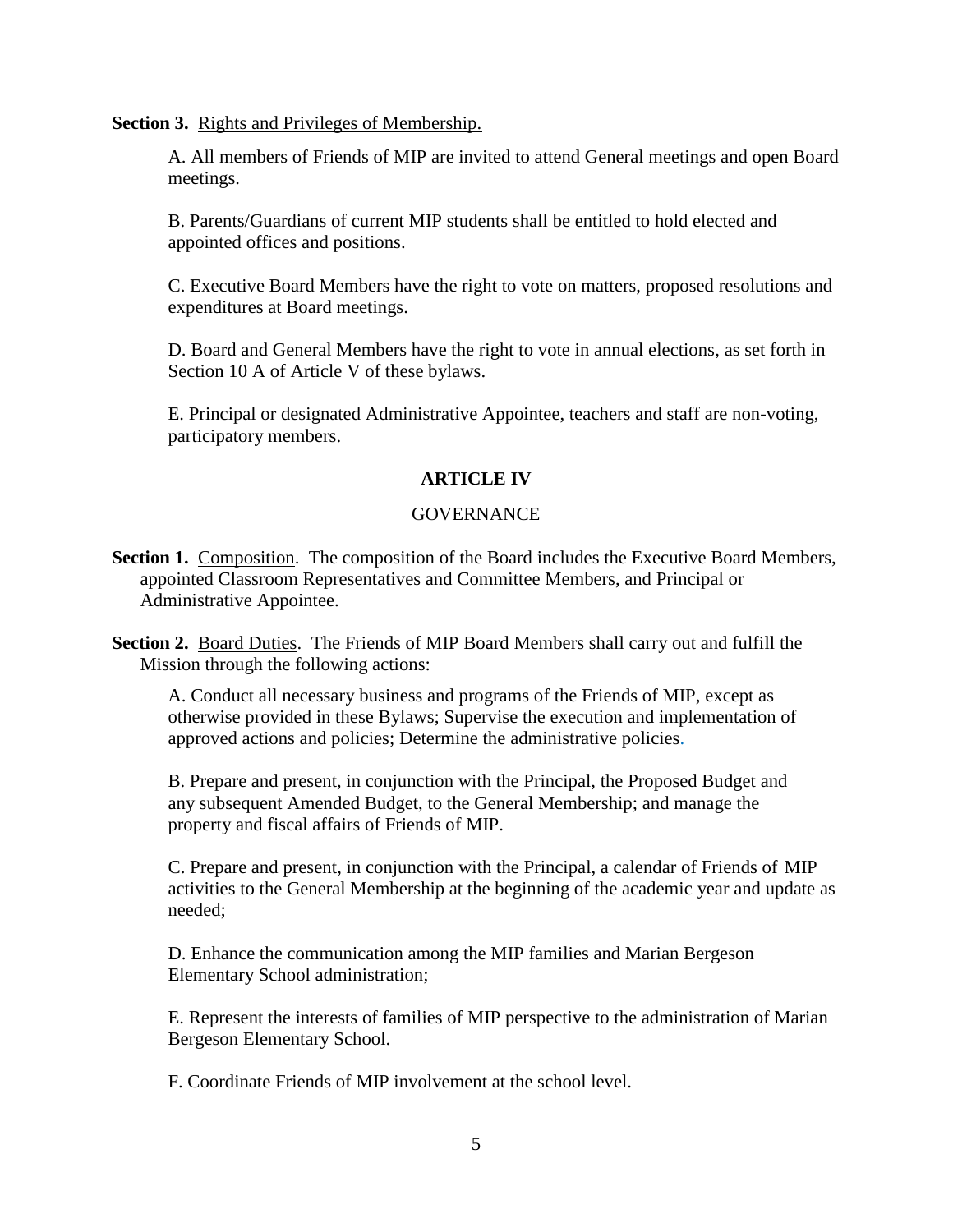**Section 3.** Rights and Privileges of Membership.

A. All members of Friends of MIP are invited to attend General meetings and open Board meetings.

B. Parents/Guardians of current MIP students shall be entitled to hold elected and appointed offices and positions.

C. Executive Board Members have the right to vote on matters, proposed resolutions and expenditures at Board meetings.

D. Board and General Members have the right to vote in annual elections, as set forth in Section 10 A of Article V of these bylaws.

E. Principal or designated Administrative Appointee, teachers and staff are non-voting, participatory members.

## ARTICLE IV

### GOVERNANCE

**Section 1.** Composition. The composition of the Board includes the Executive Board Members, appointed Classroom Representatives and Committee Members, and Principal or Administrative Appointee.

**Section 2.** Board Duties. The Friends of MIP Board Members shall carry out and fulfill the Mission through the following actions:

A. Conduct all necessary business and programs of the Friends of MIP, except as otherwise provided in these Bylaws; Supervise the execution and implementation of approved actions and policies; Determine the administrative policies.

B. Prepare and present, in conjunction with the Principal, the Proposed Budget and any subsequent Amended Budget, to the General Membership; and manage the property and fiscal affairs of Friends of MIP.

C. Prepare and present, in conjunction with the Principal, a calendar of Friends of MIP activities to the General Membership at the beginning of the academic year and update as needed;

D. Enhance the communication among the MIP families and Marian Bergeson Elementary School administration;

E. Represent the interests of families of MIP perspective to the administration of Marian Bergeson Elementary School.

F. Coordinate Friends of MIP involvement at the school level.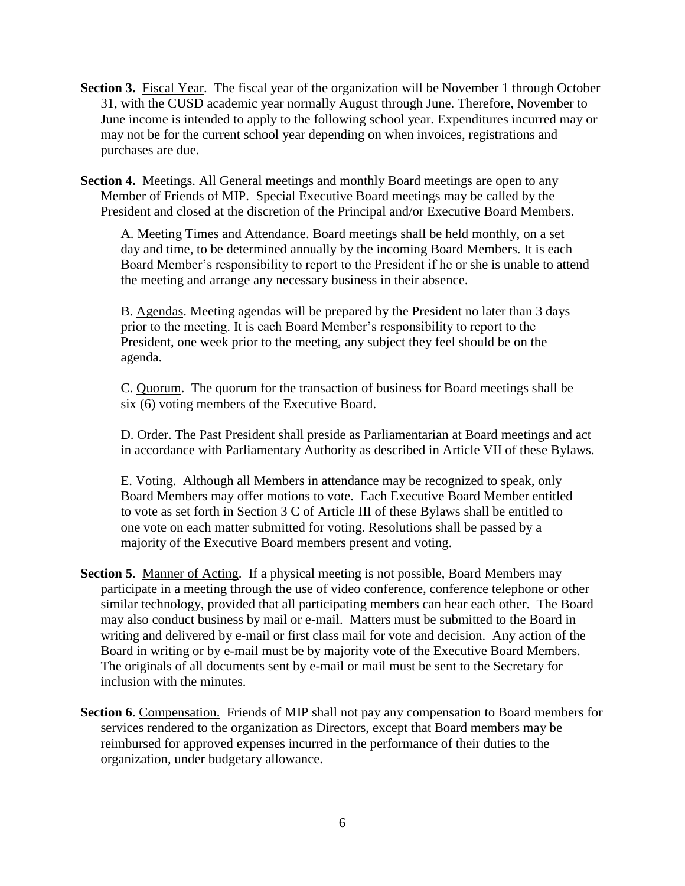**Section 3.** Fiscal Year. The fiscal year of the organization will be November 1 through October 31, with the CUSD academic year normally August through June. Therefore, November to June income is intended to apply to the following school year. Expenditures incurred may or may not be for the current school year depending on when invoices, registrations and purchases are due.

**Section 4.** Meetings. All General meetings and monthly Board meetings are open to any Member of Friends of MIP. Special Executive Board meetings may be called by the President and closed at the discretion of the Principal and/or Executive Board Members.

A. Meeting Times and Attendance. Board meetings shall be held monthly, on a set day and time, to be determined annually by the incoming Board Members. It is each Board Member's responsibility to report to the President if he or she is unable to attend the meeting and arrange any necessary business in their absence.

B. Agendas. Meeting agendas will be prepared by the President no later than 3 days prior to the meeting. It is each Board Member's responsibility to report to the President, one week prior to the meeting, any subject they feel should be on the agenda.

C. Quorum. The quorum for the transaction of business for Board meetings shall be six (6) voting members of the Executive Board.

D. Order. The Past President shall preside as Parliamentarian at Board meetings and act in accordance with Parliamentary Authority as described in Article VII of these Bylaws.

E. Voting. Although all Members in attendance may be recognized to speak, only Board Members may offer motions to vote. Each Executive Board Member entitled to vote as set forth in Section 3 C of Article III of these Bylaws shall be entitled to one vote on each matter submitted for voting. Resolutions shall be passed by a majority of the Executive Board members present and voting.

**Section 5**. Manner of Acting. If a physical meeting is not possible, Board Members may participate in a meeting through the use of video conference, conference telephone or other similar technology, provided that all participating members can hear each other. The Board may also conduct business by mail or e-mail. Matters must be submitted to the Board in writing and delivered by e-mail or first class mail for vote and decision. Any action of the Board in writing or by e-mail must be by majority vote of the Executive Board Members. The originals of all documents sent by e-mail or mail must be sent to the Secretary for inclusion with the minutes.

**Section 6**. Compensation. Friends of MIP shall not pay any compensation to Board members for services rendered to the organization as Directors, except that Board members may be reimbursed for approved expenses incurred in the performance of their duties to the organization, under budgetary allowance.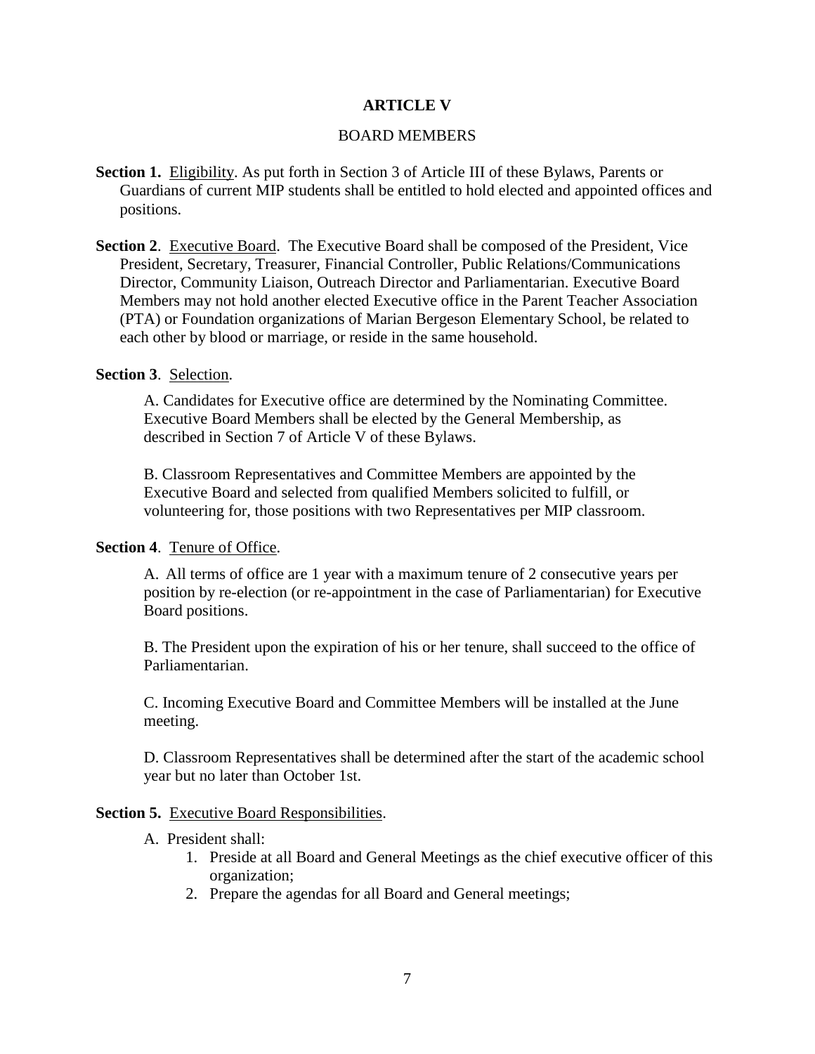# ARTICLE V

## BOARD MEMBERS

**Section 1.** Eligibility. As put forth in Section 3 of Article III of these Bylaws, Parents or Guardians of current MIP students shall be entitled to hold elected and appointed offices and positions.

**Section 2**. Executive Board. The Executive Board shall be composed of the President, Vice President, Secretary, Treasurer, Financial Controller, Public Relations/Communications Director, Community Liaison, Outreach Director and Parliamentarian. Executive Board Members may not hold another elected Executive office in the Parent Teacher Association (PTA) or Foundation organizations of Marian Bergeson Elementary School, be related to each other by blood or marriage, or reside in the same household.

**Section 3**. Selection.

A. Candidates for Executive office are determined by the Nominating Committee. Executive Board Members shall be elected by the General Membership, as described in Section 7 of Article V of these Bylaws.

B. Classroom Representatives and Committee Members are appointed by the Executive Board and selected from qualified Members solicited to fulfill, or volunteering for, those positions with two Representatives per MIP classroom.

**Section 4**. Tenure of Office.

A. All terms of office are 1 year with a maximum tenure of 2 consecutive years per position by re-election (or re-appointment in the case of Parliamentarian) for Executive Board positions.

B. The President upon the expiration of his or her tenure, shall succeed to the office of Parliamentarian.

C. Incoming Executive Board and Committee Members will be installed at the June meeting.

D. Classroom Representatives shall be determined after the start of the academic school year but no later than October 1st.

**Section 5.** Executive Board Responsibilities.

A. President shall:

1. Preside at all Board and General Meetings as the chief executive officer of this organization;
2. Prepare the agendas for all Board and General meetings;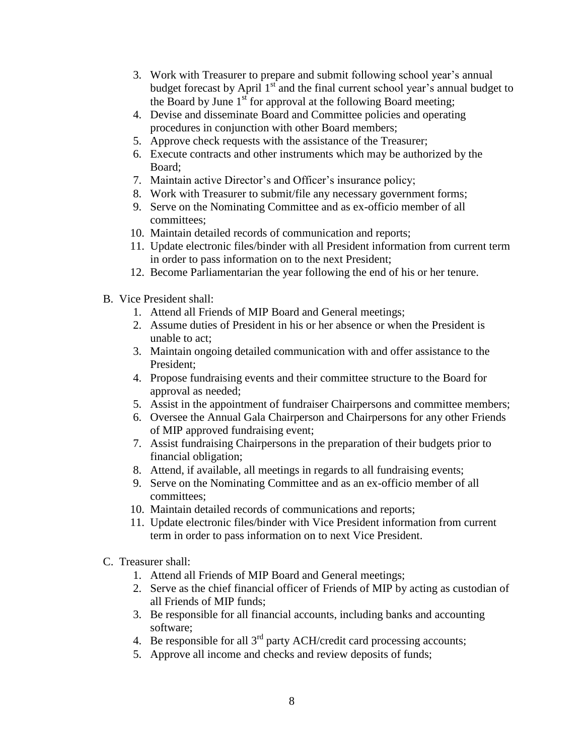3. Work with Treasurer to prepare and submit following school year's annual budget forecast by April 1st and the final current school year's annual budget to the Board by June 1st for approval at the following Board meeting;
4. Devise and disseminate Board and Committee policies and operating procedures in conjunction with other Board members;
5. Approve check requests with the assistance of the Treasurer;
6. Execute contracts and other instruments which may be authorized by the Board;
7. Maintain active Director's and Officer's insurance policy;
8. Work with Treasurer to submit/file any necessary government forms;
9. Serve on the Nominating Committee and as ex-officio member of all committees;
10. Maintain detailed records of communication and reports;
11. Update electronic files/binder with all President information from current term in order to pass information on to the next President;
12. Become Parliamentarian the year following the end of his or her tenure.

B. Vice President shall:
   1. Attend all Friends of MIP Board and General meetings;
   2. Assume duties of President in his or her absence or when the President is unable to act;
   3. Maintain ongoing detailed communication with and offer assistance to the President;
   4. Propose fundraising events and their committee structure to the Board for approval as needed;
   5. Assist in the appointment of fundraiser Chairpersons and committee members;
   6. Oversee the Annual Gala Chairperson and Chairpersons for any other Friends of MIP approved fundraising event;
   7. Assist fundraising Chairpersons in the preparation of their budgets prior to financial obligation;
   8. Attend, if available, all meetings in regards to all fundraising events;
   9. Serve on the Nominating Committee and as an ex-officio member of all committees;
   10. Maintain detailed records of communications and reports;
   11. Update electronic files/binder with Vice President information from current term in order to pass information on to next Vice President.

C. Treasurer shall:
   1. Attend all Friends of MIP Board and General meetings;
   2. Serve as the chief financial officer of Friends of MIP by acting as custodian of all Friends of MIP funds;
   3. Be responsible for all financial accounts, including banks and accounting software;
   4. Be responsible for all 3rd party ACH/credit card processing accounts;
   5. Approve all income and checks and review deposits of funds;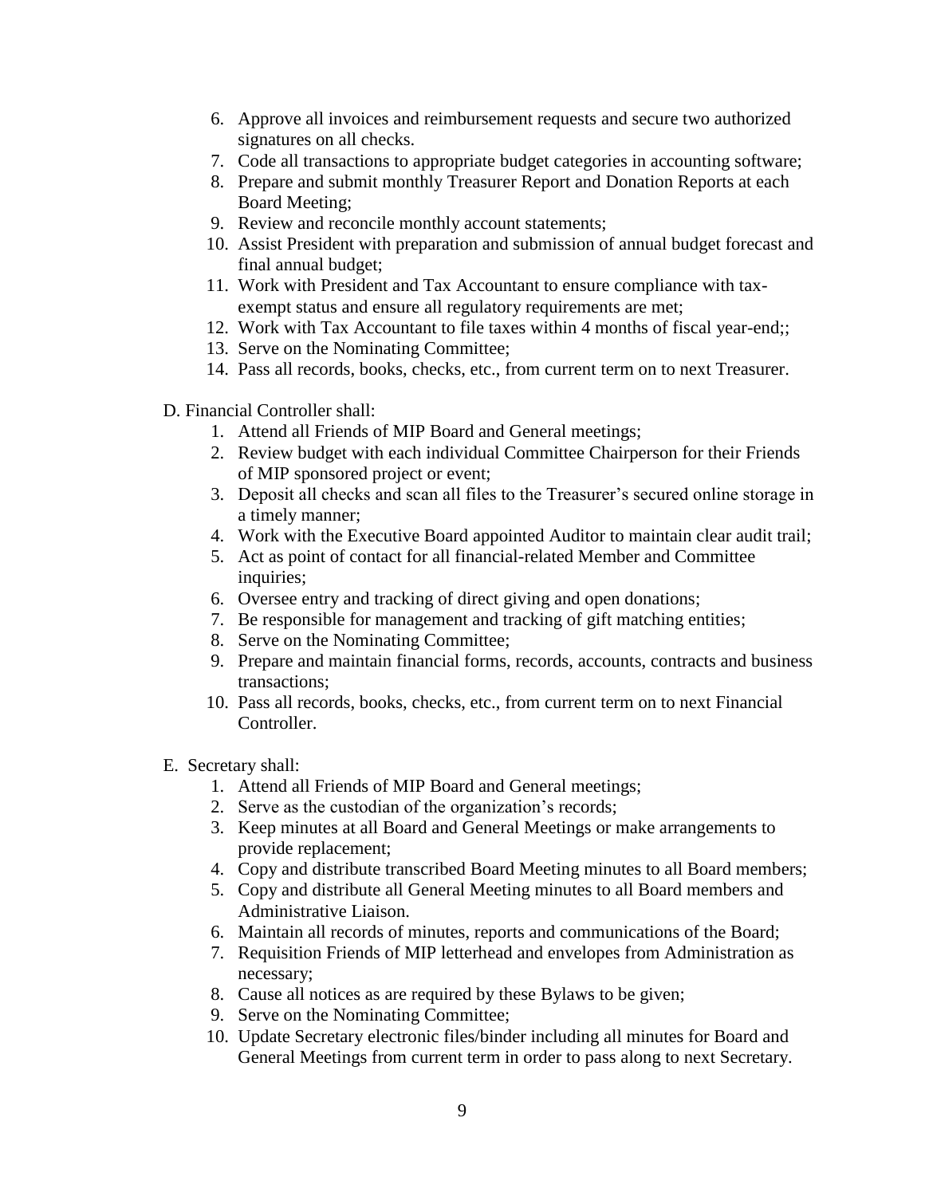6. Approve all invoices and reimbursement requests and secure two authorized signatures on all checks.
7. Code all transactions to appropriate budget categories in accounting software;
8. Prepare and submit monthly Treasurer Report and Donation Reports at each Board Meeting;
9. Review and reconcile monthly account statements;
10. Assist President with preparation and submission of annual budget forecast and final annual budget;
11. Work with President and Tax Accountant to ensure compliance with tax-exempt status and ensure all regulatory requirements are met;
12. Work with Tax Accountant to file taxes within 4 months of fiscal year-end;;
13. Serve on the Nominating Committee;
14. Pass all records, books, checks, etc., from current term on to next Treasurer.

D. Financial Controller shall:

1. Attend all Friends of MIP Board and General meetings;
2. Review budget with each individual Committee Chairperson for their Friends of MIP sponsored project or event;
3. Deposit all checks and scan all files to the Treasurer's secured online storage in a timely manner;
4. Work with the Executive Board appointed Auditor to maintain clear audit trail;
5. Act as point of contact for all financial-related Member and Committee inquiries;
6. Oversee entry and tracking of direct giving and open donations;
7. Be responsible for management and tracking of gift matching entities;
8. Serve on the Nominating Committee;
9. Prepare and maintain financial forms, records, accounts, contracts and business transactions;
10. Pass all records, books, checks, etc., from current term on to next Financial Controller.

E. Secretary shall:

1. Attend all Friends of MIP Board and General meetings;
2. Serve as the custodian of the organization's records;
3. Keep minutes at all Board and General Meetings or make arrangements to provide replacement;
4. Copy and distribute transcribed Board Meeting minutes to all Board members;
5. Copy and distribute all General Meeting minutes to all Board members and Administrative Liaison.
6. Maintain all records of minutes, reports and communications of the Board;
7. Requisition Friends of MIP letterhead and envelopes from Administration as necessary;
8. Cause all notices as are required by these Bylaws to be given;
9. Serve on the Nominating Committee;
10. Update Secretary electronic files/binder including all minutes for Board and General Meetings from current term in order to pass along to next Secretary.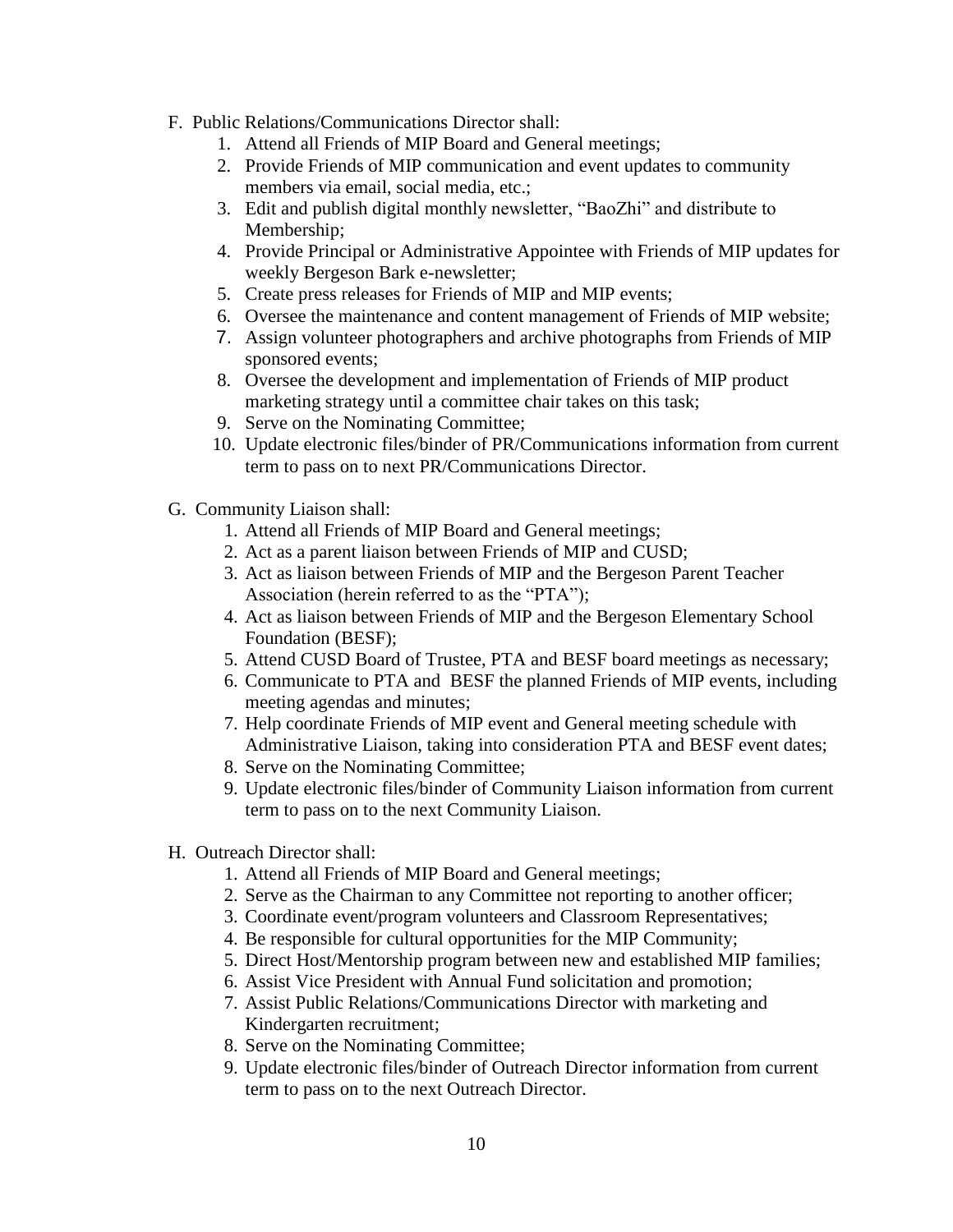F. Public Relations/Communications Director shall:
   1. Attend all Friends of MIP Board and General meetings;
   2. Provide Friends of MIP communication and event updates to community members via email, social media, etc.;
   3. Edit and publish digital monthly newsletter, "BaoZhi" and distribute to Membership;
   4. Provide Principal or Administrative Appointee with Friends of MIP updates for weekly Bergeson Bark e-newsletter;
   5. Create press releases for Friends of MIP and MIP events;
   6. Oversee the maintenance and content management of Friends of MIP website;
   7. Assign volunteer photographers and archive photographs from Friends of MIP sponsored events;
   8. Oversee the development and implementation of Friends of MIP product marketing strategy until a committee chair takes on this task;
   9. Serve on the Nominating Committee;
   10. Update electronic files/binder of PR/Communications information from current term to pass on to next PR/Communications Director.

G. Community Liaison shall:
   1. Attend all Friends of MIP Board and General meetings;
   2. Act as a parent liaison between Friends of MIP and CUSD;
   3. Act as liaison between Friends of MIP and the Bergeson Parent Teacher Association (herein referred to as the "PTA");
   4. Act as liaison between Friends of MIP and the Bergeson Elementary School Foundation (BESF);
   5. Attend CUSD Board of Trustee, PTA and BESF board meetings as necessary;
   6. Communicate to PTA and BESF the planned Friends of MIP events, including meeting agendas and minutes;
   7. Help coordinate Friends of MIP event and General meeting schedule with Administrative Liaison, taking into consideration PTA and BESF event dates;
   8. Serve on the Nominating Committee;
   9. Update electronic files/binder of Community Liaison information from current term to pass on to the next Community Liaison.

H. Outreach Director shall:
   1. Attend all Friends of MIP Board and General meetings;
   2. Serve as the Chairman to any Committee not reporting to another officer;
   3. Coordinate event/program volunteers and Classroom Representatives;
   4. Be responsible for cultural opportunities for the MIP Community;
   5. Direct Host/Mentorship program between new and established MIP families;
   6. Assist Vice President with Annual Fund solicitation and promotion;
   7. Assist Public Relations/Communications Director with marketing and Kindergarten recruitment;
   8. Serve on the Nominating Committee;
   9. Update electronic files/binder of Outreach Director information from current term to pass on to the next Outreach Director.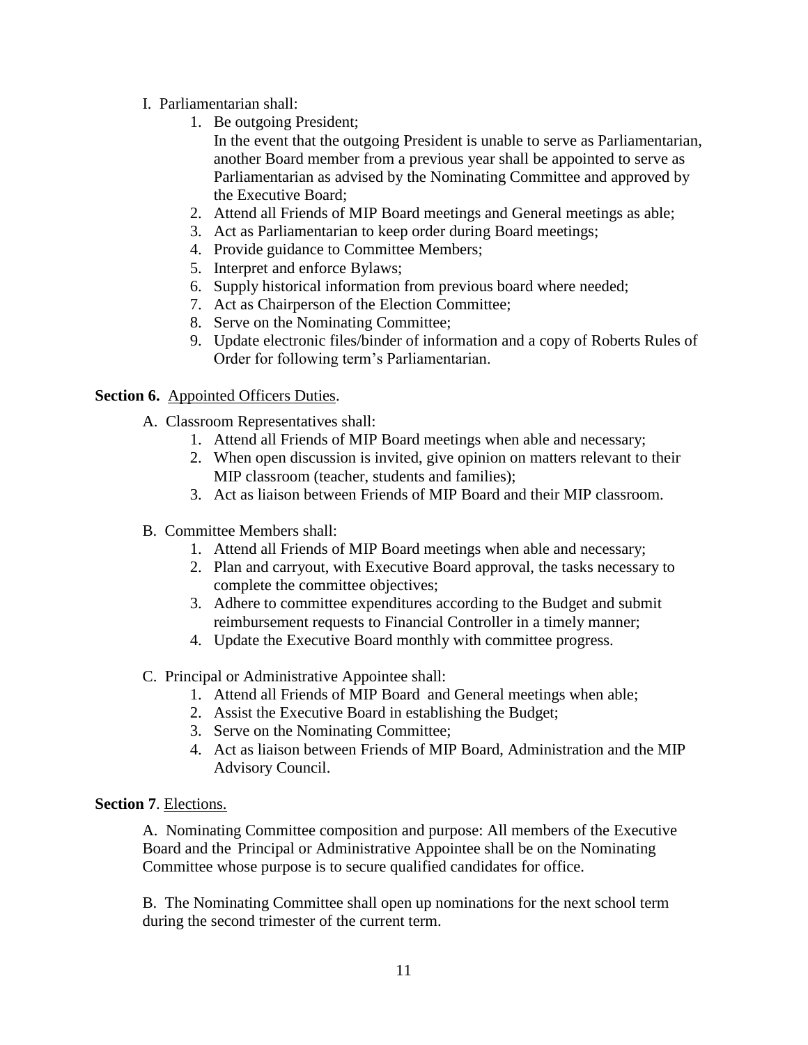I. Parliamentarian shall:

1. Be outgoing President;
   In the event that the outgoing President is unable to serve as Parliamentarian, another Board member from a previous year shall be appointed to serve as Parliamentarian as advised by the Nominating Committee and approved by the Executive Board;
2. Attend all Friends of MIP Board meetings and General meetings as able;
3. Act as Parliamentarian to keep order during Board meetings;
4. Provide guidance to Committee Members;
5. Interpret and enforce Bylaws;
6. Supply historical information from previous board where needed;
7. Act as Chairperson of the Election Committee;
8. Serve on the Nominating Committee;
9. Update electronic files/binder of information and a copy of Roberts Rules of Order for following term's Parliamentarian.

**Section 6.** Appointed Officers Duties.

A. Classroom Representatives shall:

1. Attend all Friends of MIP Board meetings when able and necessary;
2. When open discussion is invited, give opinion on matters relevant to their MIP classroom (teacher, students and families);
3. Act as liaison between Friends of MIP Board and their MIP classroom.

B. Committee Members shall:

1. Attend all Friends of MIP Board meetings when able and necessary;
2. Plan and carryout, with Executive Board approval, the tasks necessary to complete the committee objectives;
3. Adhere to committee expenditures according to the Budget and submit reimbursement requests to Financial Controller in a timely manner;
4. Update the Executive Board monthly with committee progress.

C. Principal or Administrative Appointee shall:

1. Attend all Friends of MIP Board and General meetings when able;
2. Assist the Executive Board in establishing the Budget;
3. Serve on the Nominating Committee;
4. Act as liaison between Friends of MIP Board, Administration and the MIP Advisory Council.

**Section 7**. Elections.

A. Nominating Committee composition and purpose: All members of the Executive Board and the Principal or Administrative Appointee shall be on the Nominating Committee whose purpose is to secure qualified candidates for office.

B. The Nominating Committee shall open up nominations for the next school term during the second trimester of the current term.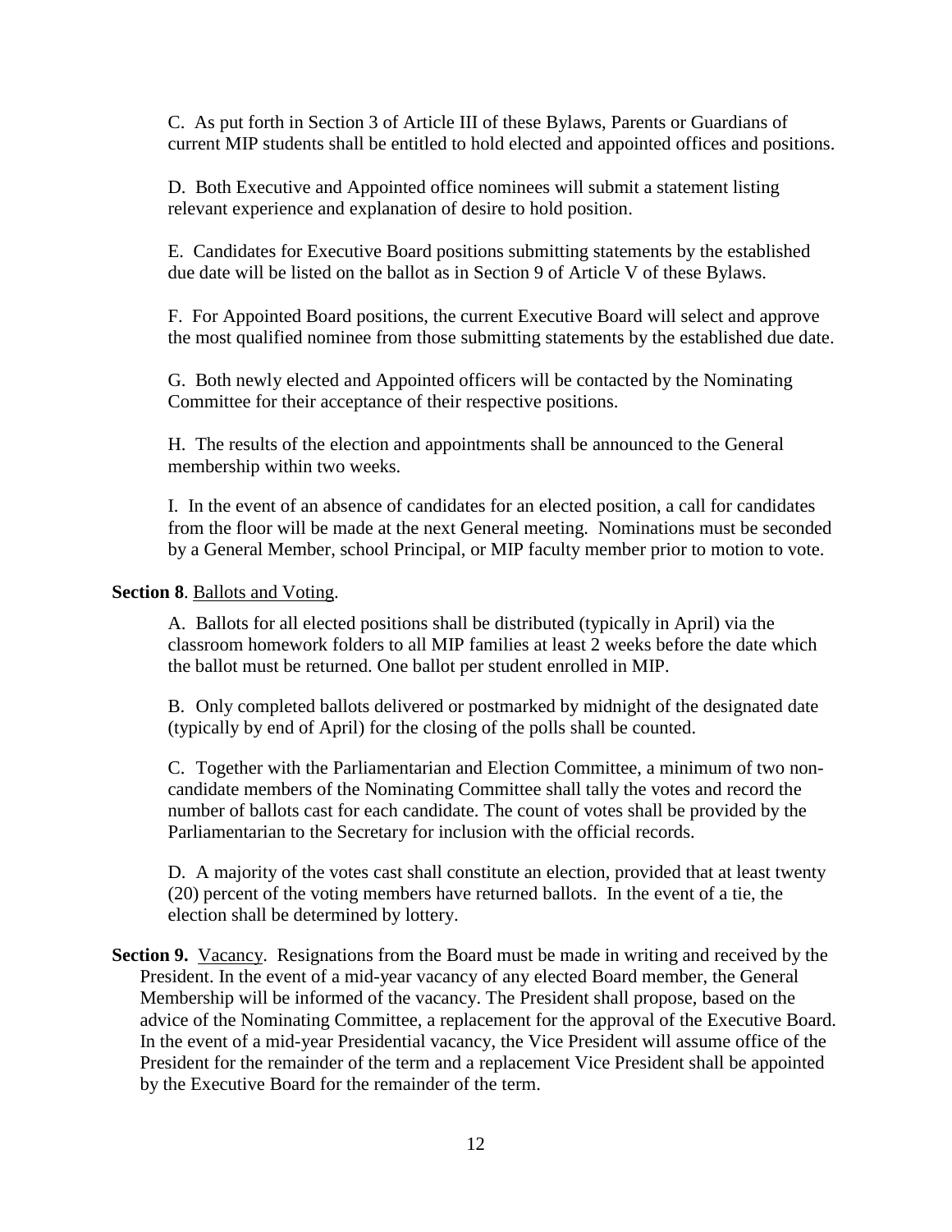C. As put forth in Section 3 of Article III of these Bylaws, Parents or Guardians of current MIP students shall be entitled to hold elected and appointed offices and positions.

D. Both Executive and Appointed office nominees will submit a statement listing relevant experience and explanation of desire to hold position.

E. Candidates for Executive Board positions submitting statements by the established due date will be listed on the ballot as in Section 9 of Article V of these Bylaws.

F. For Appointed Board positions, the current Executive Board will select and approve the most qualified nominee from those submitting statements by the established due date.

G. Both newly elected and Appointed officers will be contacted by the Nominating Committee for their acceptance of their respective positions.

H. The results of the election and appointments shall be announced to the General membership within two weeks.

I. In the event of an absence of candidates for an elected position, a call for candidates from the floor will be made at the next General meeting. Nominations must be seconded by a General Member, school Principal, or MIP faculty member prior to motion to vote.

**Section 8**. Ballots and Voting.

A. Ballots for all elected positions shall be distributed (typically in April) via the classroom homework folders to all MIP families at least 2 weeks before the date which the ballot must be returned. One ballot per student enrolled in MIP.

B. Only completed ballots delivered or postmarked by midnight of the designated date (typically by end of April) for the closing of the polls shall be counted.

C. Together with the Parliamentarian and Election Committee, a minimum of two non-candidate members of the Nominating Committee shall tally the votes and record the number of ballots cast for each candidate. The count of votes shall be provided by the Parliamentarian to the Secretary for inclusion with the official records.

D. A majority of the votes cast shall constitute an election, provided that at least twenty (20) percent of the voting members have returned ballots. In the event of a tie, the election shall be determined by lottery.

**Section 9.** Vacancy. Resignations from the Board must be made in writing and received by the President. In the event of a mid-year vacancy of any elected Board member, the General Membership will be informed of the vacancy. The President shall propose, based on the advice of the Nominating Committee, a replacement for the approval of the Executive Board. In the event of a mid-year Presidential vacancy, the Vice President will assume office of the President for the remainder of the term and a replacement Vice President shall be appointed by the Executive Board for the remainder of the term.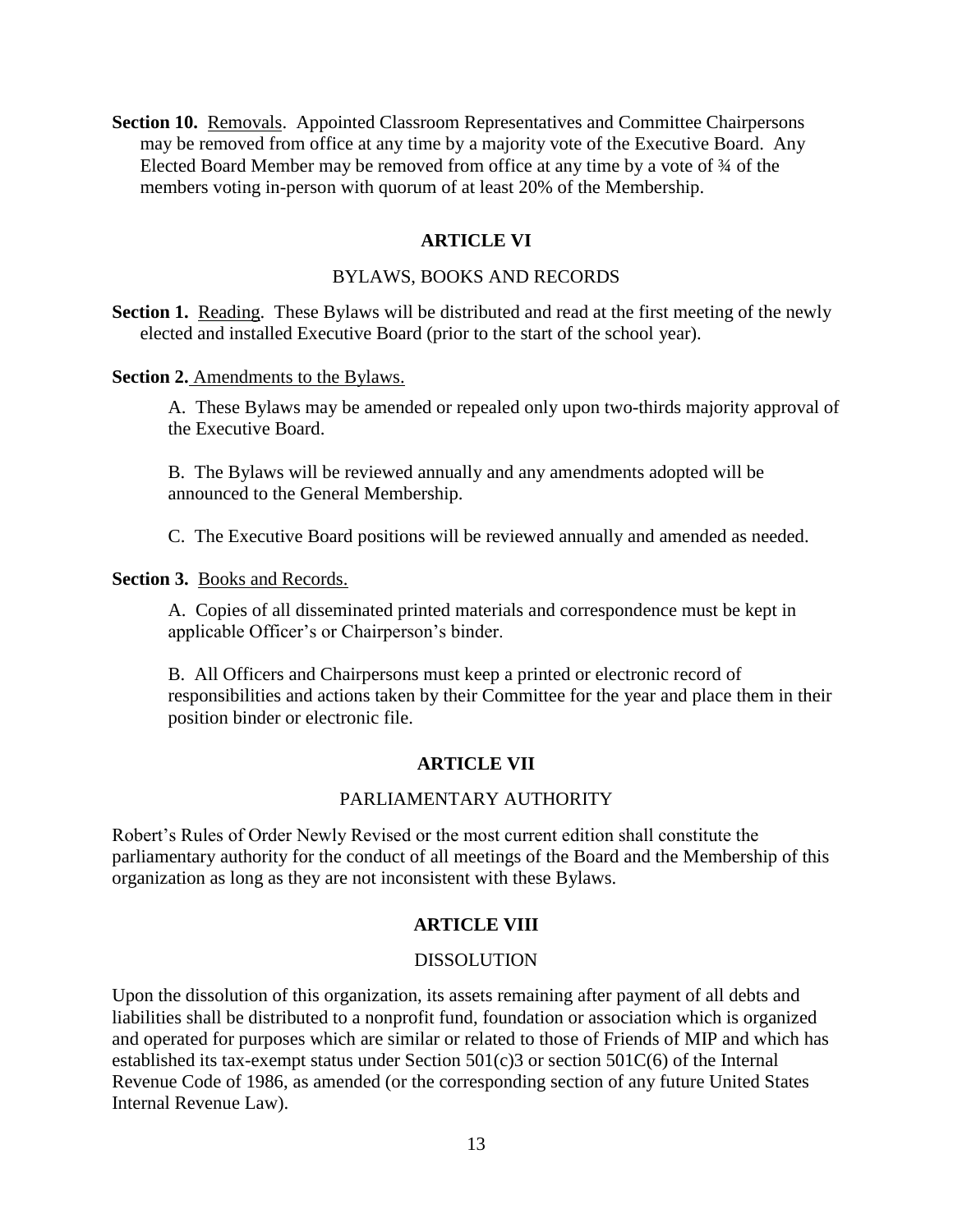**Section 10.** Removals. Appointed Classroom Representatives and Committee Chairpersons may be removed from office at any time by a majority vote of the Executive Board. Any Elected Board Member may be removed from office at any time by a vote of ¾ of the members voting in-person with quorum of at least 20% of the Membership.

## ARTICLE VI

### BYLAWS, BOOKS AND RECORDS

**Section 1.** Reading. These Bylaws will be distributed and read at the first meeting of the newly elected and installed Executive Board (prior to the start of the school year).

**Section 2.** Amendments to the Bylaws.

A. These Bylaws may be amended or repealed only upon two-thirds majority approval of the Executive Board.

B. The Bylaws will be reviewed annually and any amendments adopted will be announced to the General Membership.

C. The Executive Board positions will be reviewed annually and amended as needed.

**Section 3.** Books and Records.

A. Copies of all disseminated printed materials and correspondence must be kept in applicable Officer's or Chairperson's binder.

B. All Officers and Chairpersons must keep a printed or electronic record of responsibilities and actions taken by their Committee for the year and place them in their position binder or electronic file.

## ARTICLE VII

### PARLIAMENTARY AUTHORITY

Robert's Rules of Order Newly Revised or the most current edition shall constitute the parliamentary authority for the conduct of all meetings of the Board and the Membership of this organization as long as they are not inconsistent with these Bylaws.

## ARTICLE VIII

### DISSOLUTION

Upon the dissolution of this organization, its assets remaining after payment of all debts and liabilities shall be distributed to a nonprofit fund, foundation or association which is organized and operated for purposes which are similar or related to those of Friends of MIP and which has established its tax-exempt status under Section 501(c)3 or section 501C(6) of the Internal Revenue Code of 1986, as amended (or the corresponding section of any future United States Internal Revenue Law).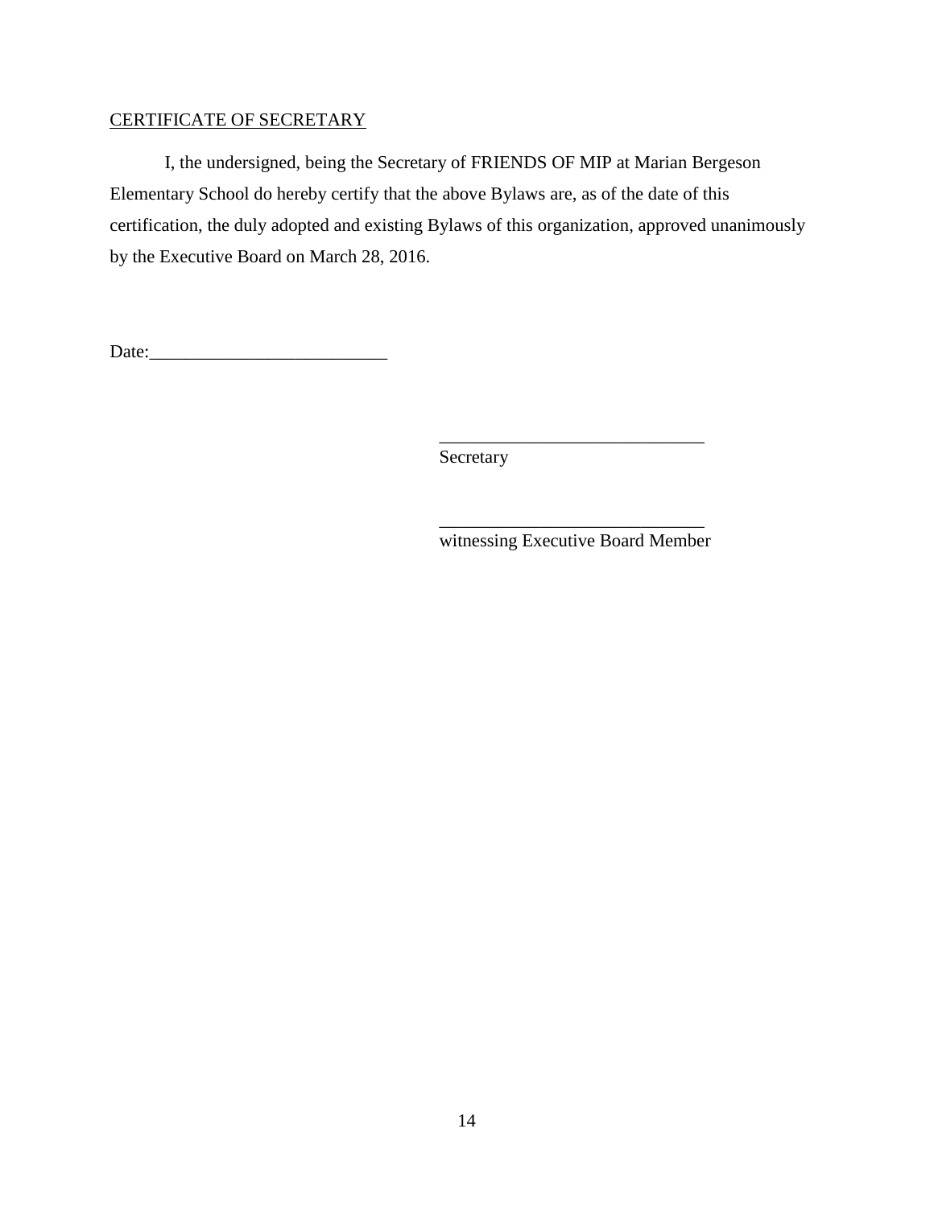CERTIFICATE OF SECRETARY

I, the undersigned, being the Secretary of FRIENDS OF MIP at Marian Bergeson Elementary School do hereby certify that the above Bylaws are, as of the date of this certification, the duly adopted and existing Bylaws of this organization, approved unanimously by the Executive Board on March 28, 2016.

Date:__________________________

______________________________
Secretary

______________________________
witnessing Executive Board Member